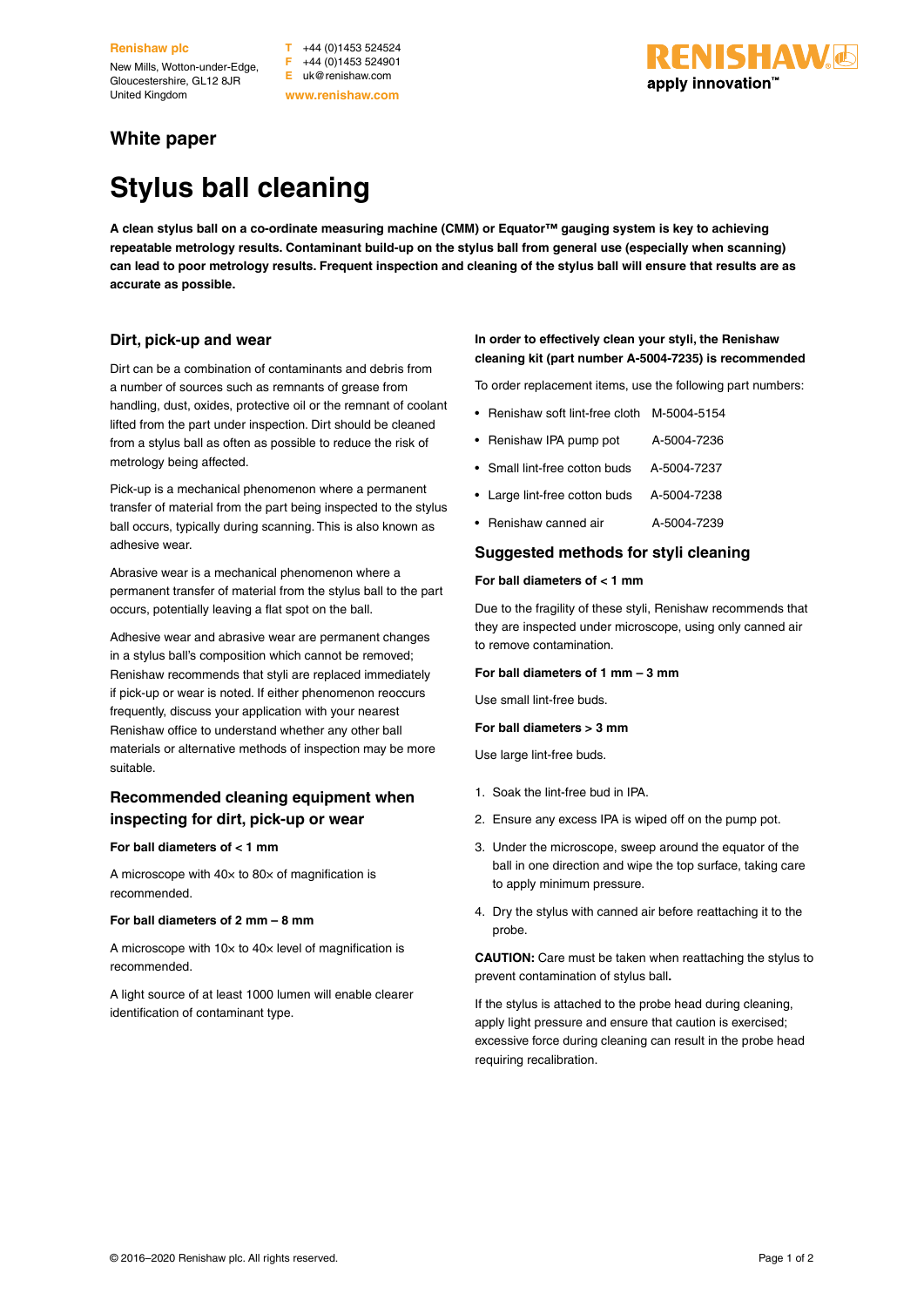**Renishaw plc**

New Mills, Wotton-under-Edge,
Gloucestershire, GL12 8JR
United Kingdom

**T** +44 (0)1453 524524
**F** +44 (0)1453 524901
**E** uk@renishaw.com
**www.renishaw.com**

RENISHAW apply innovation™

## White paper

# Stylus ball cleaning

**A clean stylus ball on a co-ordinate measuring machine (CMM) or Equator™ gauging system is key to achieving repeatable metrology results. Contaminant build-up on the stylus ball from general use (especially when scanning) can lead to poor metrology results. Frequent inspection and cleaning of the stylus ball will ensure that results are as accurate as possible.**

### Dirt, pick-up and wear

Dirt can be a combination of contaminants and debris from a number of sources such as remnants of grease from handling, dust, oxides, protective oil or the remnant of coolant lifted from the part under inspection. Dirt should be cleaned from a stylus ball as often as possible to reduce the risk of metrology being affected.

Pick-up is a mechanical phenomenon where a permanent transfer of material from the part being inspected to the stylus ball occurs, typically during scanning. This is also known as adhesive wear.

Abrasive wear is a mechanical phenomenon where a permanent transfer of material from the stylus ball to the part occurs, potentially leaving a flat spot on the ball.

Adhesive wear and abrasive wear are permanent changes in a stylus ball's composition which cannot be removed; Renishaw recommends that styli are replaced immediately if pick-up or wear is noted. If either phenomenon reoccurs frequently, discuss your application with your nearest Renishaw office to understand whether any other ball materials or alternative methods of inspection may be more suitable.

### Recommended cleaning equipment when inspecting for dirt, pick-up or wear

**For ball diameters of < 1 mm**

A microscope with 40× to 80× of magnification is recommended.

**For ball diameters of 2 mm – 8 mm**

A microscope with 10× to 40× level of magnification is recommended.

A light source of at least 1000 lumen will enable clearer identification of contaminant type.

**In order to effectively clean your styli, the Renishaw cleaning kit (part number A-5004-7235) is recommended**

To order replacement items, use the following part numbers:

- Renishaw soft lint-free cloth M-5004-5154
- Renishaw IPA pump pot A-5004-7236
- Small lint-free cotton buds A-5004-7237
- Large lint-free cotton buds A-5004-7238
- Renishaw canned air A-5004-7239

### Suggested methods for styli cleaning

**For ball diameters of < 1 mm**

Due to the fragility of these styli, Renishaw recommends that they are inspected under microscope, using only canned air to remove contamination.

**For ball diameters of 1 mm – 3 mm**

Use small lint-free buds.

**For ball diameters > 3 mm**

Use large lint-free buds.

1. Soak the lint-free bud in IPA.
2. Ensure any excess IPA is wiped off on the pump pot.
3. Under the microscope, sweep around the equator of the ball in one direction and wipe the top surface, taking care to apply minimum pressure.
4. Dry the stylus with canned air before reattaching it to the probe.

**CAUTION:** Care must be taken when reattaching the stylus to prevent contamination of stylus ball**.**

If the stylus is attached to the probe head during cleaning, apply light pressure and ensure that caution is exercised; excessive force during cleaning can result in the probe head requiring recalibration.

© 2016–2020 Renishaw plc. All rights reserved.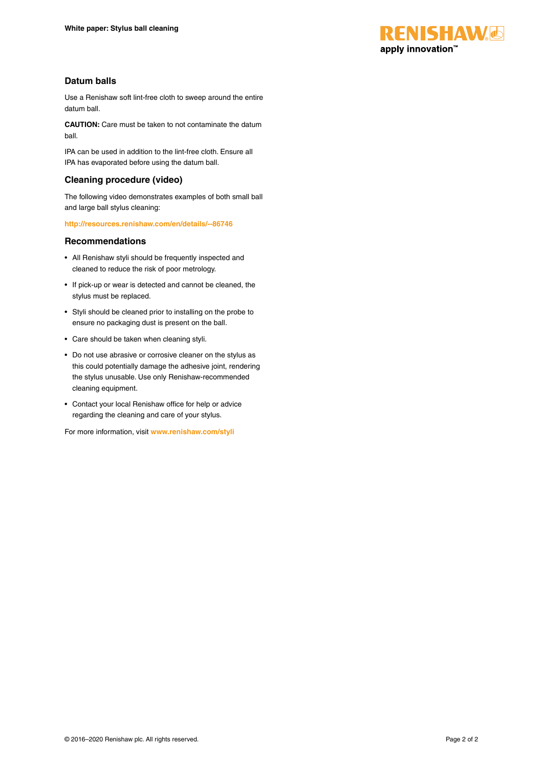## Datum balls

Use a Renishaw soft lint-free cloth to sweep around the entire datum ball.

**CAUTION:** Care must be taken to not contaminate the datum ball.

IPA can be used in addition to the lint-free cloth. Ensure all IPA has evaporated before using the datum ball.

## Cleaning procedure (video)

The following video demonstrates examples of both small ball and large ball stylus cleaning:

**http://resources.renishaw.com/en/details/--86746**

## Recommendations

- All Renishaw styli should be frequently inspected and cleaned to reduce the risk of poor metrology.
- If pick-up or wear is detected and cannot be cleaned, the stylus must be replaced.
- Styli should be cleaned prior to installing on the probe to ensure no packaging dust is present on the ball.
- Care should be taken when cleaning styli.
- Do not use abrasive or corrosive cleaner on the stylus as this could potentially damage the adhesive joint, rendering the stylus unusable. Use only Renishaw-recommended cleaning equipment.
- Contact your local Renishaw office for help or advice regarding the cleaning and care of your stylus.

For more information, visit **www.renishaw.com/styli**

© 2016–2020 Renishaw plc. All rights reserved.